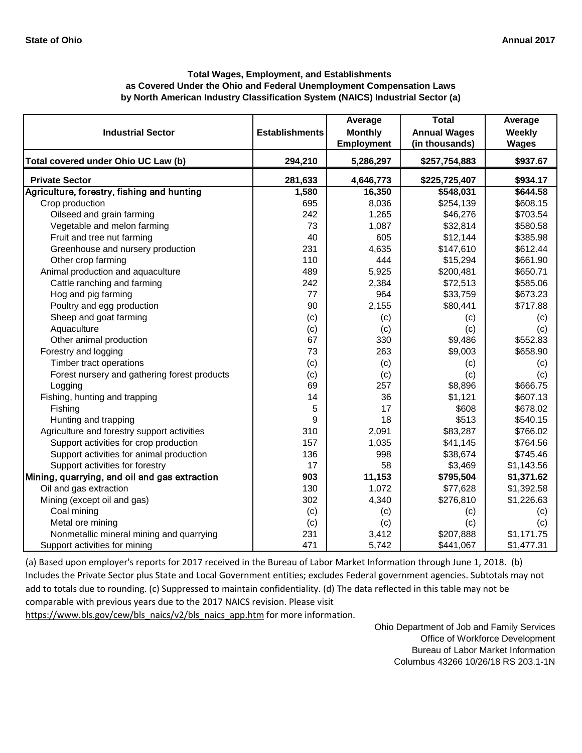State of Ohio | Annual 2017

**Total Wages, Employment, and Establishments as Covered Under the Ohio and Federal Unemployment Compensation Laws by North American Industry Classification System (NAICS) Industrial Sector (a)**

| Industrial Sector | Establishments | Average Monthly Employment | Total Annual Wages (in thousands) | Average Weekly Wages |
|---|---|---|---|---|
| **Total covered under Ohio UC Law (b)** | **294,210** | **5,286,297** | **$257,754,883** | **$937.67** |
| **Private Sector** | **281,633** | **4,646,773** | **$225,725,407** | **$934.17** |
| **Agriculture, forestry, fishing and hunting** | **1,580** | **16,350** | **$548,031** | **$644.58** |
| Crop production | 695 | 8,036 | $254,139 | $608.15 |
| Oilseed and grain farming | 242 | 1,265 | $46,276 | $703.54 |
| Vegetable and melon farming | 73 | 1,087 | $32,814 | $580.58 |
| Fruit and tree nut farming | 40 | 605 | $12,144 | $385.98 |
| Greenhouse and nursery production | 231 | 4,635 | $147,610 | $612.44 |
| Other crop farming | 110 | 444 | $15,294 | $661.90 |
| Animal production and aquaculture | 489 | 5,925 | $200,481 | $650.71 |
| Cattle ranching and farming | 242 | 2,384 | $72,513 | $585.06 |
| Hog and pig farming | 77 | 964 | $33,759 | $673.23 |
| Poultry and egg production | 90 | 2,155 | $80,441 | $717.88 |
| Sheep and goat farming | (c) | (c) | (c) | (c) |
| Aquaculture | (c) | (c) | (c) | (c) |
| Other animal production | 67 | 330 | $9,486 | $552.83 |
| Forestry and logging | 73 | 263 | $9,003 | $658.90 |
| Timber tract operations | (c) | (c) | (c) | (c) |
| Forest nursery and gathering forest products | (c) | (c) | (c) | (c) |
| Logging | 69 | 257 | $8,896 | $666.75 |
| Fishing, hunting and trapping | 14 | 36 | $1,121 | $607.13 |
| Fishing | 5 | 17 | $608 | $678.02 |
| Hunting and trapping | 9 | 18 | $513 | $540.15 |
| Agriculture and forestry support activities | 310 | 2,091 | $83,287 | $766.02 |
| Support activities for crop production | 157 | 1,035 | $41,145 | $764.56 |
| Support activities for animal production | 136 | 998 | $38,674 | $745.46 |
| Support activities for forestry | 17 | 58 | $3,469 | $1,143.56 |
| **Mining, quarrying, and oil and gas extraction** | **903** | **11,153** | **$795,504** | **$1,371.62** |
| Oil and gas extraction | 130 | 1,072 | $77,628 | $1,392.58 |
| Mining (except oil and gas) | 302 | 4,340 | $276,810 | $1,226.63 |
| Coal mining | (c) | (c) | (c) | (c) |
| Metal ore mining | (c) | (c) | (c) | (c) |
| Nonmetallic mineral mining and quarrying | 231 | 3,412 | $207,888 | $1,171.75 |
| Support activities for mining | 471 | 5,742 | $441,067 | $1,477.31 |

(a) Based upon employer's reports for 2017 received in the Bureau of Labor Market Information through June 1, 2018. (b) Includes the Private Sector plus State and Local Government entities; excludes Federal government agencies. Subtotals may not add to totals due to rounding. (c) Suppressed to maintain confidentiality. (d) The data reflected in this table may not be comparable with previous years due to the 2017 NAICS revision. Please visit https://www.bls.gov/cew/bls_naics/v2/bls_naics_app.htm for more information.

Ohio Department of Job and Family Services
Office of Workforce Development
Bureau of Labor Market Information
Columbus 43266 10/26/18 RS 203.1-1N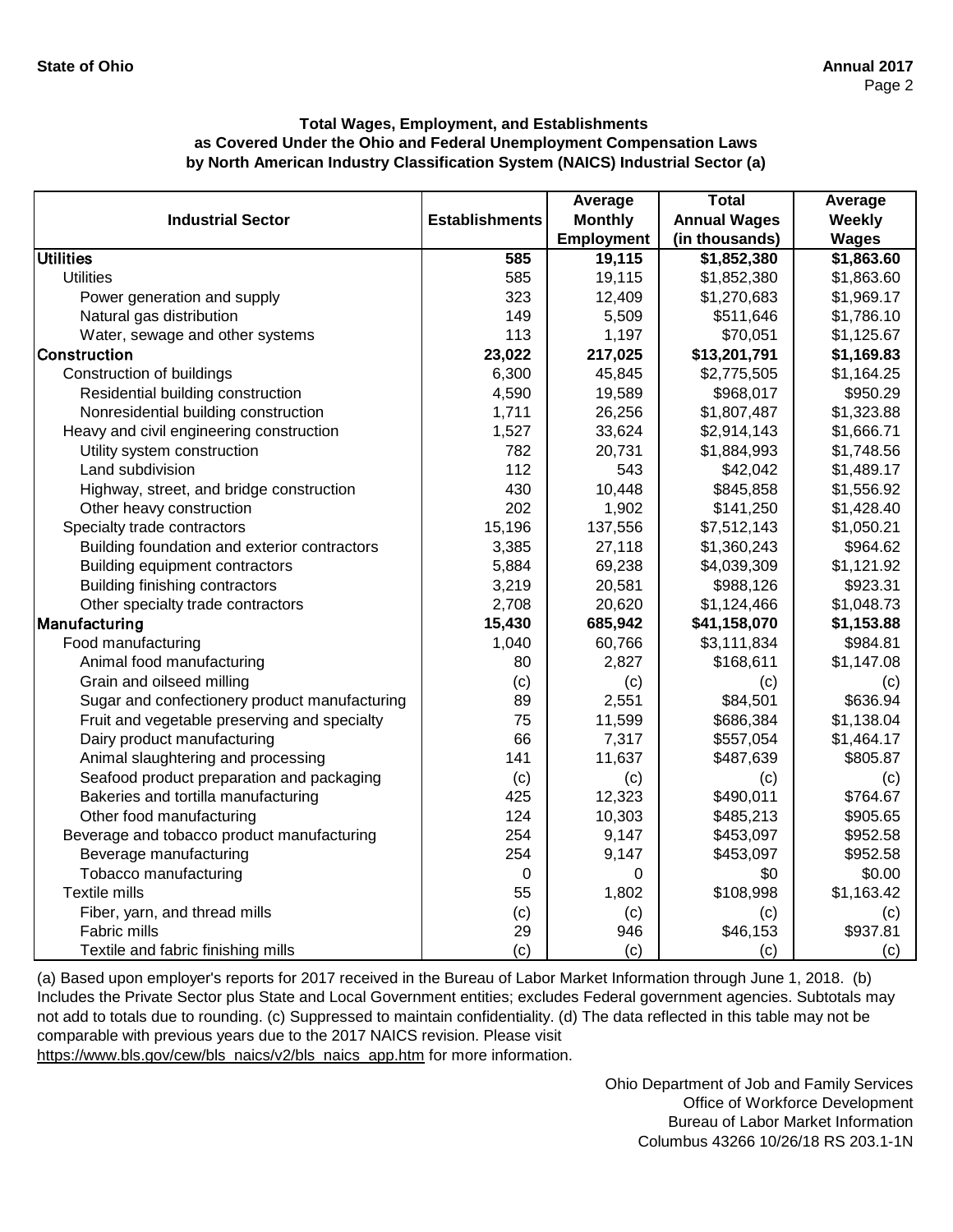**State of Ohio** **Annual 2017**

**Total Wages, Employment, and Establishments as Covered Under the Ohio and Federal Unemployment Compensation Laws by North American Industry Classification System (NAICS) Industrial Sector (a)**

| Industrial Sector | Establishments | Average Monthly Employment | Total Annual Wages (in thousands) | Average Weekly Wages |
|---|---|---|---|---|
| **Utilities** | **585** | **19,115** | **$1,852,380** | **$1,863.60** |
| Utilities | 585 | 19,115 | $1,852,380 | $1,863.60 |
| Power generation and supply | 323 | 12,409 | $1,270,683 | $1,969.17 |
| Natural gas distribution | 149 | 5,509 | $511,646 | $1,786.10 |
| Water, sewage and other systems | 113 | 1,197 | $70,051 | $1,125.67 |
| **Construction** | **23,022** | **217,025** | **$13,201,791** | **$1,169.83** |
| Construction of buildings | 6,300 | 45,845 | $2,775,505 | $1,164.25 |
| Residential building construction | 4,590 | 19,589 | $968,017 | $950.29 |
| Nonresidential building construction | 1,711 | 26,256 | $1,807,487 | $1,323.88 |
| Heavy and civil engineering construction | 1,527 | 33,624 | $2,914,143 | $1,666.71 |
| Utility system construction | 782 | 20,731 | $1,884,993 | $1,748.56 |
| Land subdivision | 112 | 543 | $42,042 | $1,489.17 |
| Highway, street, and bridge construction | 430 | 10,448 | $845,858 | $1,556.92 |
| Other heavy construction | 202 | 1,902 | $141,250 | $1,428.40 |
| Specialty trade contractors | 15,196 | 137,556 | $7,512,143 | $1,050.21 |
| Building foundation and exterior contractors | 3,385 | 27,118 | $1,360,243 | $964.62 |
| Building equipment contractors | 5,884 | 69,238 | $4,039,309 | $1,121.92 |
| Building finishing contractors | 3,219 | 20,581 | $988,126 | $923.31 |
| Other specialty trade contractors | 2,708 | 20,620 | $1,124,466 | $1,048.73 |
| **Manufacturing** | **15,430** | **685,942** | **$41,158,070** | **$1,153.88** |
| Food manufacturing | 1,040 | 60,766 | $3,111,834 | $984.81 |
| Animal food manufacturing | 80 | 2,827 | $168,611 | $1,147.08 |
| Grain and oilseed milling | (c) | (c) | (c) | (c) |
| Sugar and confectionery product manufacturing | 89 | 2,551 | $84,501 | $636.94 |
| Fruit and vegetable preserving and specialty | 75 | 11,599 | $686,384 | $1,138.04 |
| Dairy product manufacturing | 66 | 7,317 | $557,054 | $1,464.17 |
| Animal slaughtering and processing | 141 | 11,637 | $487,639 | $805.87 |
| Seafood product preparation and packaging | (c) | (c) | (c) | (c) |
| Bakeries and tortilla manufacturing | 425 | 12,323 | $490,011 | $764.67 |
| Other food manufacturing | 124 | 10,303 | $485,213 | $905.65 |
| Beverage and tobacco product manufacturing | 254 | 9,147 | $453,097 | $952.58 |
| Beverage manufacturing | 254 | 9,147 | $453,097 | $952.58 |
| Tobacco manufacturing | 0 | 0 | $0 | $0.00 |
| Textile mills | 55 | 1,802 | $108,998 | $1,163.42 |
| Fiber, yarn, and thread mills | (c) | (c) | (c) | (c) |
| Fabric mills | 29 | 946 | $46,153 | $937.81 |
| Textile and fabric finishing mills | (c) | (c) | (c) | (c) |

(a) Based upon employer's reports for 2017 received in the Bureau of Labor Market Information through June 1, 2018. (b) Includes the Private Sector plus State and Local Government entities; excludes Federal government agencies. Subtotals may not add to totals due to rounding. (c) Suppressed to maintain confidentiality. (d) The data reflected in this table may not be comparable with previous years due to the 2017 NAICS revision. Please visit https://www.bls.gov/cew/bls_naics/v2/bls_naics_app.htm for more information.

Ohio Department of Job and Family Services
Office of Workforce Development
Bureau of Labor Market Information
Columbus 43266 10/26/18 RS 203.1-1N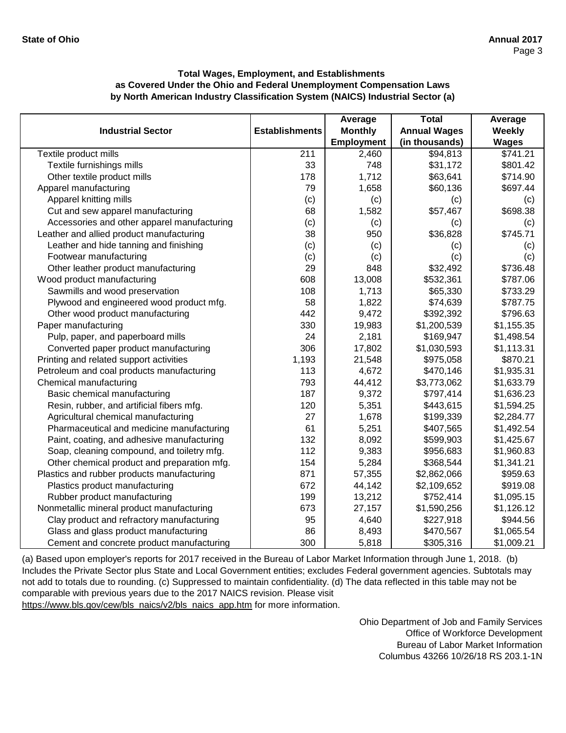**Total Wages, Employment, and Establishments as Covered Under the Ohio and Federal Unemployment Compensation Laws by North American Industry Classification System (NAICS) Industrial Sector (a)**

| Industrial Sector | Establishments | Average Monthly Employment | Total Annual Wages (in thousands) | Average Weekly Wages |
|---|---|---|---|---|
| Textile product mills | 211 | 2,460 | $94,813 | $741.21 |
| Textile furnishings mills | 33 | 748 | $31,172 | $801.42 |
| Other textile product mills | 178 | 1,712 | $63,641 | $714.90 |
| Apparel manufacturing | 79 | 1,658 | $60,136 | $697.44 |
| Apparel knitting mills | (c) | (c) | (c) | (c) |
| Cut and sew apparel manufacturing | 68 | 1,582 | $57,467 | $698.38 |
| Accessories and other apparel manufacturing | (c) | (c) | (c) | (c) |
| Leather and allied product manufacturing | 38 | 950 | $36,828 | $745.71 |
| Leather and hide tanning and finishing | (c) | (c) | (c) | (c) |
| Footwear manufacturing | (c) | (c) | (c) | (c) |
| Other leather product manufacturing | 29 | 848 | $32,492 | $736.48 |
| Wood product manufacturing | 608 | 13,008 | $532,361 | $787.06 |
| Sawmills and wood preservation | 108 | 1,713 | $65,330 | $733.29 |
| Plywood and engineered wood product mfg. | 58 | 1,822 | $74,639 | $787.75 |
| Other wood product manufacturing | 442 | 9,472 | $392,392 | $796.63 |
| Paper manufacturing | 330 | 19,983 | $1,200,539 | $1,155.35 |
| Pulp, paper, and paperboard mills | 24 | 2,181 | $169,947 | $1,498.54 |
| Converted paper product manufacturing | 306 | 17,802 | $1,030,593 | $1,113.31 |
| Printing and related support activities | 1,193 | 21,548 | $975,058 | $870.21 |
| Petroleum and coal products manufacturing | 113 | 4,672 | $470,146 | $1,935.31 |
| Chemical manufacturing | 793 | 44,412 | $3,773,062 | $1,633.79 |
| Basic chemical manufacturing | 187 | 9,372 | $797,414 | $1,636.23 |
| Resin, rubber, and artificial fibers mfg. | 120 | 5,351 | $443,615 | $1,594.25 |
| Agricultural chemical manufacturing | 27 | 1,678 | $199,339 | $2,284.77 |
| Pharmaceutical and medicine manufacturing | 61 | 5,251 | $407,565 | $1,492.54 |
| Paint, coating, and adhesive manufacturing | 132 | 8,092 | $599,903 | $1,425.67 |
| Soap, cleaning compound, and toiletry mfg. | 112 | 9,383 | $956,683 | $1,960.83 |
| Other chemical product and preparation mfg. | 154 | 5,284 | $368,544 | $1,341.21 |
| Plastics and rubber products manufacturing | 871 | 57,355 | $2,862,066 | $959.63 |
| Plastics product manufacturing | 672 | 44,142 | $2,109,652 | $919.08 |
| Rubber product manufacturing | 199 | 13,212 | $752,414 | $1,095.15 |
| Nonmetallic mineral product manufacturing | 673 | 27,157 | $1,590,256 | $1,126.12 |
| Clay product and refractory manufacturing | 95 | 4,640 | $227,918 | $944.56 |
| Glass and glass product manufacturing | 86 | 8,493 | $470,567 | $1,065.54 |
| Cement and concrete product manufacturing | 300 | 5,818 | $305,316 | $1,009.21 |

(a) Based upon employer's reports for 2017 received in the Bureau of Labor Market Information through June 1, 2018. (b) Includes the Private Sector plus State and Local Government entities; excludes Federal government agencies. Subtotals may not add to totals due to rounding. (c) Suppressed to maintain confidentiality. (d) The data reflected in this table may not be comparable with previous years due to the 2017 NAICS revision. Please visit https://www.bls.gov/cew/bls_naics/v2/bls_naics_app.htm for more information.

Ohio Department of Job and Family Services
Office of Workforce Development
Bureau of Labor Market Information
Columbus 43266 10/26/18 RS 203.1-1N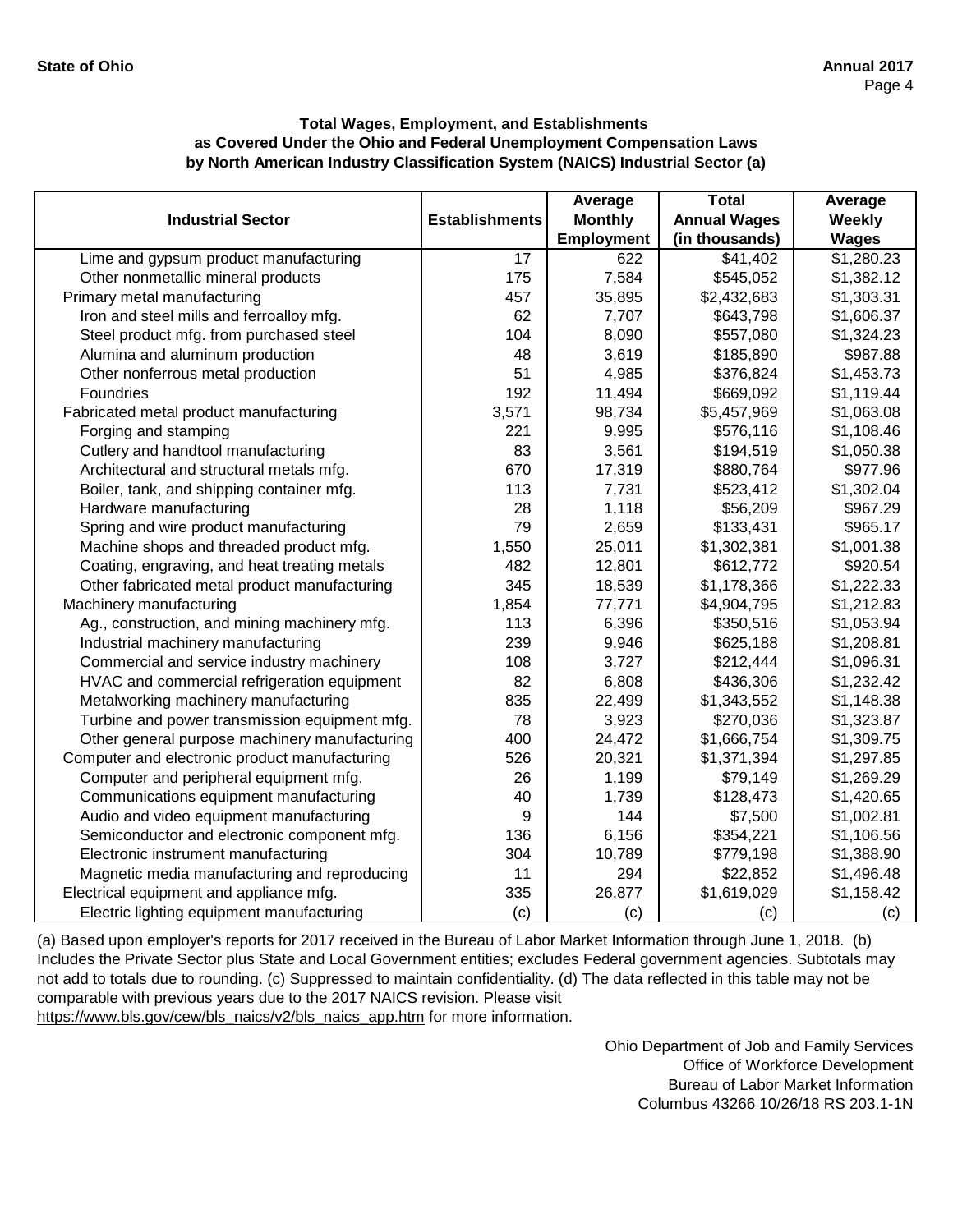**State of Ohio** **Annual 2017**

### Total Wages, Employment, and Establishments as Covered Under the Ohio and Federal Unemployment Compensation Laws by North American Industry Classification System (NAICS) Industrial Sector (a)

| Industrial Sector | Establishments | Average Monthly Employment | Total Annual Wages (in thousands) | Average Weekly Wages |
|---|---|---|---|---|
| Lime and gypsum product manufacturing | 17 | 622 | $41,402 | $1,280.23 |
| Other nonmetallic mineral products | 175 | 7,584 | $545,052 | $1,382.12 |
| Primary metal manufacturing | 457 | 35,895 | $2,432,683 | $1,303.31 |
| Iron and steel mills and ferroalloy mfg. | 62 | 7,707 | $643,798 | $1,606.37 |
| Steel product mfg. from purchased steel | 104 | 8,090 | $557,080 | $1,324.23 |
| Alumina and aluminum production | 48 | 3,619 | $185,890 | $987.88 |
| Other nonferrous metal production | 51 | 4,985 | $376,824 | $1,453.73 |
| Foundries | 192 | 11,494 | $669,092 | $1,119.44 |
| Fabricated metal product manufacturing | 3,571 | 98,734 | $5,457,969 | $1,063.08 |
| Forging and stamping | 221 | 9,995 | $576,116 | $1,108.46 |
| Cutlery and handtool manufacturing | 83 | 3,561 | $194,519 | $1,050.38 |
| Architectural and structural metals mfg. | 670 | 17,319 | $880,764 | $977.96 |
| Boiler, tank, and shipping container mfg. | 113 | 7,731 | $523,412 | $1,302.04 |
| Hardware manufacturing | 28 | 1,118 | $56,209 | $967.29 |
| Spring and wire product manufacturing | 79 | 2,659 | $133,431 | $965.17 |
| Machine shops and threaded product mfg. | 1,550 | 25,011 | $1,302,381 | $1,001.38 |
| Coating, engraving, and heat treating metals | 482 | 12,801 | $612,772 | $920.54 |
| Other fabricated metal product manufacturing | 345 | 18,539 | $1,178,366 | $1,222.33 |
| Machinery manufacturing | 1,854 | 77,771 | $4,904,795 | $1,212.83 |
| Ag., construction, and mining machinery mfg. | 113 | 6,396 | $350,516 | $1,053.94 |
| Industrial machinery manufacturing | 239 | 9,946 | $625,188 | $1,208.81 |
| Commercial and service industry machinery | 108 | 3,727 | $212,444 | $1,096.31 |
| HVAC and commercial refrigeration equipment | 82 | 6,808 | $436,306 | $1,232.42 |
| Metalworking machinery manufacturing | 835 | 22,499 | $1,343,552 | $1,148.38 |
| Turbine and power transmission equipment mfg. | 78 | 3,923 | $270,036 | $1,323.87 |
| Other general purpose machinery manufacturing | 400 | 24,472 | $1,666,754 | $1,309.75 |
| Computer and electronic product manufacturing | 526 | 20,321 | $1,371,394 | $1,297.85 |
| Computer and peripheral equipment mfg. | 26 | 1,199 | $79,149 | $1,269.29 |
| Communications equipment manufacturing | 40 | 1,739 | $128,473 | $1,420.65 |
| Audio and video equipment manufacturing | 9 | 144 | $7,500 | $1,002.81 |
| Semiconductor and electronic component mfg. | 136 | 6,156 | $354,221 | $1,106.56 |
| Electronic instrument manufacturing | 304 | 10,789 | $779,198 | $1,388.90 |
| Magnetic media manufacturing and reproducing | 11 | 294 | $22,852 | $1,496.48 |
| Electrical equipment and appliance mfg. | 335 | 26,877 | $1,619,029 | $1,158.42 |
| Electric lighting equipment manufacturing | (c) | (c) | (c) | (c) |

(a) Based upon employer's reports for 2017 received in the Bureau of Labor Market Information through June 1, 2018. (b) Includes the Private Sector plus State and Local Government entities; excludes Federal government agencies. Subtotals may not add to totals due to rounding. (c) Suppressed to maintain confidentiality. (d) The data reflected in this table may not be comparable with previous years due to the 2017 NAICS revision. Please visit https://www.bls.gov/cew/bls_naics/v2/bls_naics_app.htm for more information.

Ohio Department of Job and Family Services
Office of Workforce Development
Bureau of Labor Market Information
Columbus 43266 10/26/18 RS 203.1-1N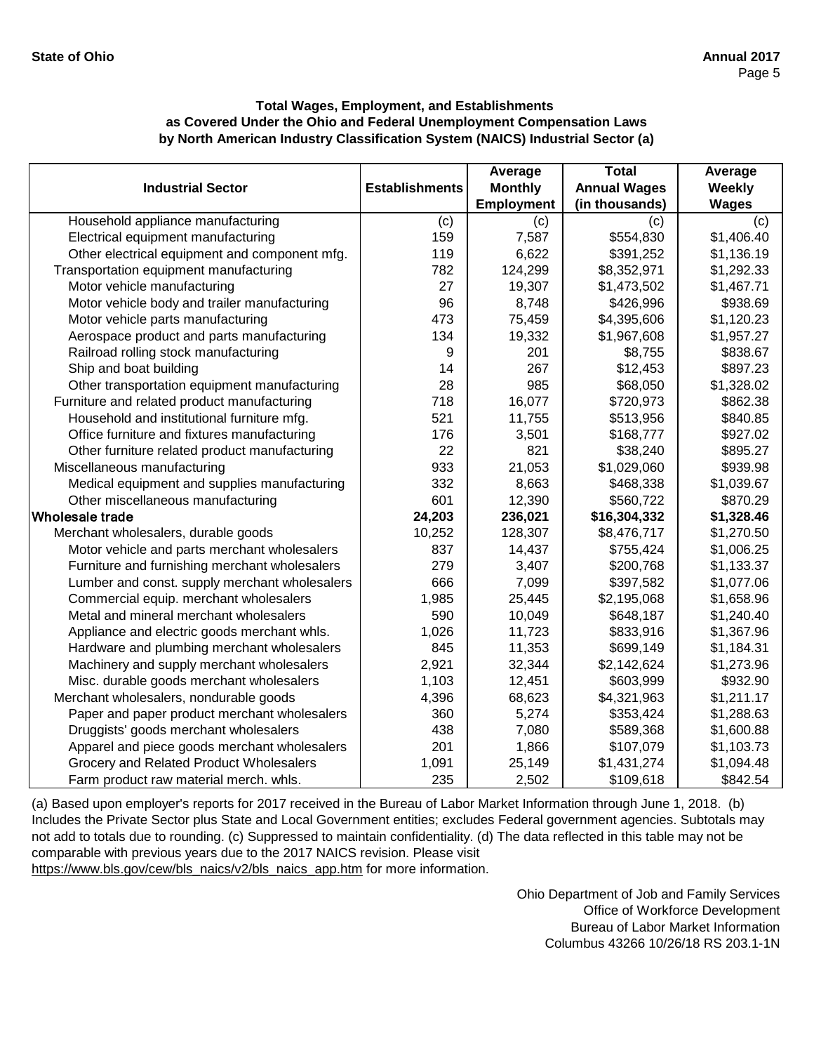**Total Wages, Employment, and Establishments as Covered Under the Ohio and Federal Unemployment Compensation Laws by North American Industry Classification System (NAICS) Industrial Sector (a)**

| Industrial Sector | Establishments | Average Monthly Employment | Total Annual Wages (in thousands) | Average Weekly Wages |
|---|---|---|---|---|
| Household appliance manufacturing | (c) | (c) | (c) | (c) |
| Electrical equipment manufacturing | 159 | 7,587 | $554,830 | $1,406.40 |
| Other electrical equipment and component mfg. | 119 | 6,622 | $391,252 | $1,136.19 |
| Transportation equipment manufacturing | 782 | 124,299 | $8,352,971 | $1,292.33 |
| Motor vehicle manufacturing | 27 | 19,307 | $1,473,502 | $1,467.71 |
| Motor vehicle body and trailer manufacturing | 96 | 8,748 | $426,996 | $938.69 |
| Motor vehicle parts manufacturing | 473 | 75,459 | $4,395,606 | $1,120.23 |
| Aerospace product and parts manufacturing | 134 | 19,332 | $1,967,608 | $1,957.27 |
| Railroad rolling stock manufacturing | 9 | 201 | $8,755 | $838.67 |
| Ship and boat building | 14 | 267 | $12,453 | $897.23 |
| Other transportation equipment manufacturing | 28 | 985 | $68,050 | $1,328.02 |
| Furniture and related product manufacturing | 718 | 16,077 | $720,973 | $862.38 |
| Household and institutional furniture mfg. | 521 | 11,755 | $513,956 | $840.85 |
| Office furniture and fixtures manufacturing | 176 | 3,501 | $168,777 | $927.02 |
| Other furniture related product manufacturing | 22 | 821 | $38,240 | $895.27 |
| Miscellaneous manufacturing | 933 | 21,053 | $1,029,060 | $939.98 |
| Medical equipment and supplies manufacturing | 332 | 8,663 | $468,338 | $1,039.67 |
| Other miscellaneous manufacturing | 601 | 12,390 | $560,722 | $870.29 |
| **Wholesale trade** | **24,203** | **236,021** | **$16,304,332** | **$1,328.46** |
| Merchant wholesalers, durable goods | 10,252 | 128,307 | $8,476,717 | $1,270.50 |
| Motor vehicle and parts merchant wholesalers | 837 | 14,437 | $755,424 | $1,006.25 |
| Furniture and furnishing merchant wholesalers | 279 | 3,407 | $200,768 | $1,133.37 |
| Lumber and const. supply merchant wholesalers | 666 | 7,099 | $397,582 | $1,077.06 |
| Commercial equip. merchant wholesalers | 1,985 | 25,445 | $2,195,068 | $1,658.96 |
| Metal and mineral merchant wholesalers | 590 | 10,049 | $648,187 | $1,240.40 |
| Appliance and electric goods merchant whls. | 1,026 | 11,723 | $833,916 | $1,367.96 |
| Hardware and plumbing merchant wholesalers | 845 | 11,353 | $699,149 | $1,184.31 |
| Machinery and supply merchant wholesalers | 2,921 | 32,344 | $2,142,624 | $1,273.96 |
| Misc. durable goods merchant wholesalers | 1,103 | 12,451 | $603,999 | $932.90 |
| Merchant wholesalers, nondurable goods | 4,396 | 68,623 | $4,321,963 | $1,211.17 |
| Paper and paper product merchant wholesalers | 360 | 5,274 | $353,424 | $1,288.63 |
| Druggists' goods merchant wholesalers | 438 | 7,080 | $589,368 | $1,600.88 |
| Apparel and piece goods merchant wholesalers | 201 | 1,866 | $107,079 | $1,103.73 |
| Grocery and Related Product Wholesalers | 1,091 | 25,149 | $1,431,274 | $1,094.48 |
| Farm product raw material merch. whls. | 235 | 2,502 | $109,618 | $842.54 |

(a) Based upon employer's reports for 2017 received in the Bureau of Labor Market Information through June 1, 2018. (b) Includes the Private Sector plus State and Local Government entities; excludes Federal government agencies. Subtotals may not add to totals due to rounding. (c) Suppressed to maintain confidentiality. (d) The data reflected in this table may not be comparable with previous years due to the 2017 NAICS revision. Please visit https://www.bls.gov/cew/bls_naics/v2/bls_naics_app.htm for more information.

Ohio Department of Job and Family Services
Office of Workforce Development
Bureau of Labor Market Information
Columbus 43266 10/26/18 RS 203.1-1N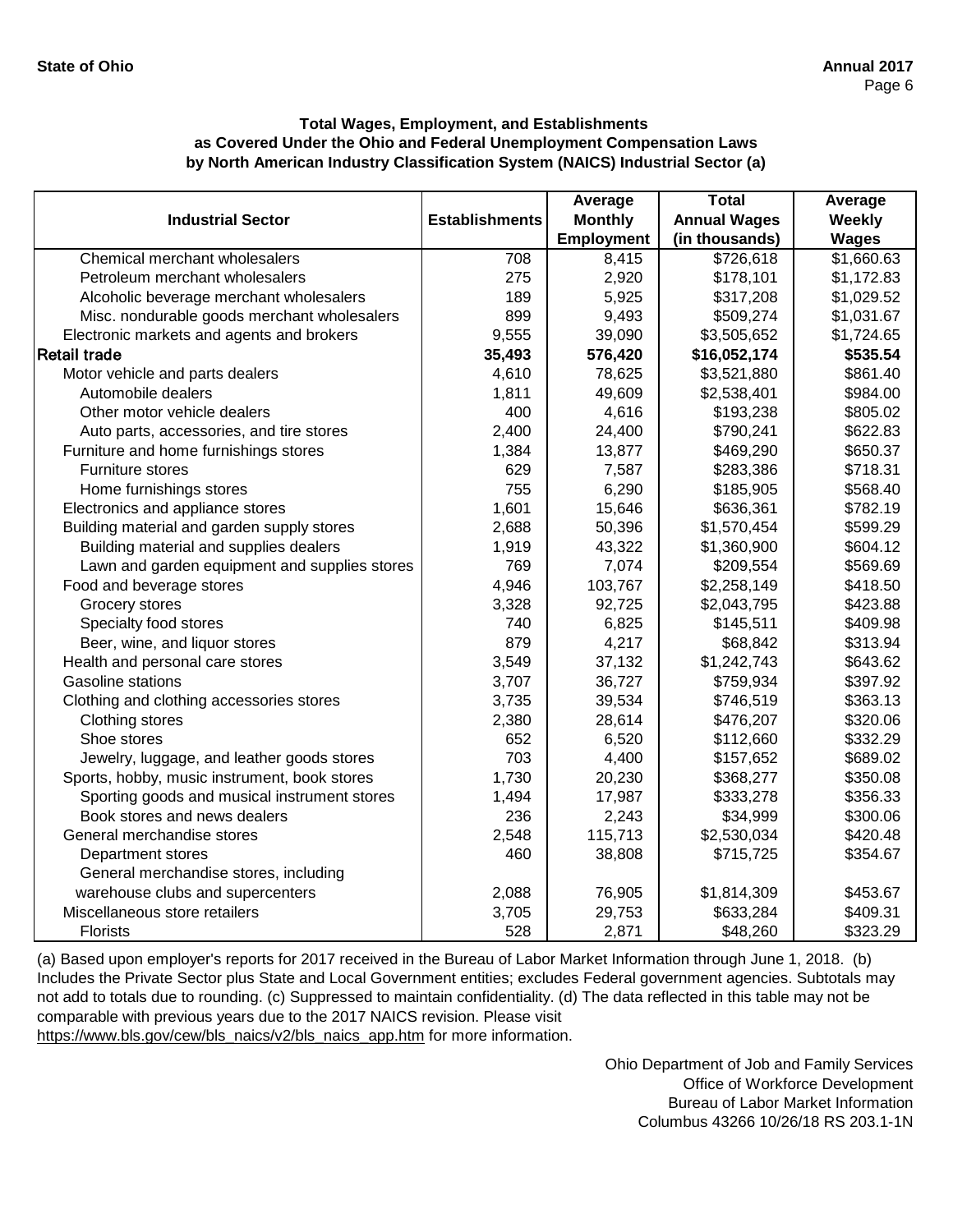**Total Wages, Employment, and Establishments as Covered Under the Ohio and Federal Unemployment Compensation Laws by North American Industry Classification System (NAICS) Industrial Sector (a)**

| Industrial Sector | Establishments | Average Monthly Employment | Total Annual Wages (in thousands) | Average Weekly Wages |
|---|---|---|---|---|
| Chemical merchant wholesalers | 708 | 8,415 | $726,618 | $1,660.63 |
| Petroleum merchant wholesalers | 275 | 2,920 | $178,101 | $1,172.83 |
| Alcoholic beverage merchant wholesalers | 189 | 5,925 | $317,208 | $1,029.52 |
| Misc. nondurable goods merchant wholesalers | 899 | 9,493 | $509,274 | $1,031.67 |
| Electronic markets and agents and brokers | 9,555 | 39,090 | $3,505,652 | $1,724.65 |
| **Retail trade** | **35,493** | **576,420** | **$16,052,174** | **$535.54** |
| Motor vehicle and parts dealers | 4,610 | 78,625 | $3,521,880 | $861.40 |
| Automobile dealers | 1,811 | 49,609 | $2,538,401 | $984.00 |
| Other motor vehicle dealers | 400 | 4,616 | $193,238 | $805.02 |
| Auto parts, accessories, and tire stores | 2,400 | 24,400 | $790,241 | $622.83 |
| Furniture and home furnishings stores | 1,384 | 13,877 | $469,290 | $650.37 |
| Furniture stores | 629 | 7,587 | $283,386 | $718.31 |
| Home furnishings stores | 755 | 6,290 | $185,905 | $568.40 |
| Electronics and appliance stores | 1,601 | 15,646 | $636,361 | $782.19 |
| Building material and garden supply stores | 2,688 | 50,396 | $1,570,454 | $599.29 |
| Building material and supplies dealers | 1,919 | 43,322 | $1,360,900 | $604.12 |
| Lawn and garden equipment and supplies stores | 769 | 7,074 | $209,554 | $569.69 |
| Food and beverage stores | 4,946 | 103,767 | $2,258,149 | $418.50 |
| Grocery stores | 3,328 | 92,725 | $2,043,795 | $423.88 |
| Specialty food stores | 740 | 6,825 | $145,511 | $409.98 |
| Beer, wine, and liquor stores | 879 | 4,217 | $68,842 | $313.94 |
| Health and personal care stores | 3,549 | 37,132 | $1,242,743 | $643.62 |
| Gasoline stations | 3,707 | 36,727 | $759,934 | $397.92 |
| Clothing and clothing accessories stores | 3,735 | 39,534 | $746,519 | $363.13 |
| Clothing stores | 2,380 | 28,614 | $476,207 | $320.06 |
| Shoe stores | 652 | 6,520 | $112,660 | $332.29 |
| Jewelry, luggage, and leather goods stores | 703 | 4,400 | $157,652 | $689.02 |
| Sports, hobby, music instrument, book stores | 1,730 | 20,230 | $368,277 | $350.08 |
| Sporting goods and musical instrument stores | 1,494 | 17,987 | $333,278 | $356.33 |
| Book stores and news dealers | 236 | 2,243 | $34,999 | $300.06 |
| General merchandise stores | 2,548 | 115,713 | $2,530,034 | $420.48 |
| Department stores | 460 | 38,808 | $715,725 | $354.67 |
| General merchandise stores, including warehouse clubs and supercenters | 2,088 | 76,905 | $1,814,309 | $453.67 |
| Miscellaneous store retailers | 3,705 | 29,753 | $633,284 | $409.31 |
| Florists | 528 | 2,871 | $48,260 | $323.29 |

(a) Based upon employer's reports for 2017 received in the Bureau of Labor Market Information through June 1, 2018. (b) Includes the Private Sector plus State and Local Government entities; excludes Federal government agencies. Subtotals may not add to totals due to rounding. (c) Suppressed to maintain confidentiality. (d) The data reflected in this table may not be comparable with previous years due to the 2017 NAICS revision. Please visit https://www.bls.gov/cew/bls_naics/v2/bls_naics_app.htm for more information.

Ohio Department of Job and Family Services
Office of Workforce Development
Bureau of Labor Market Information
Columbus 43266 10/26/18 RS 203.1-1N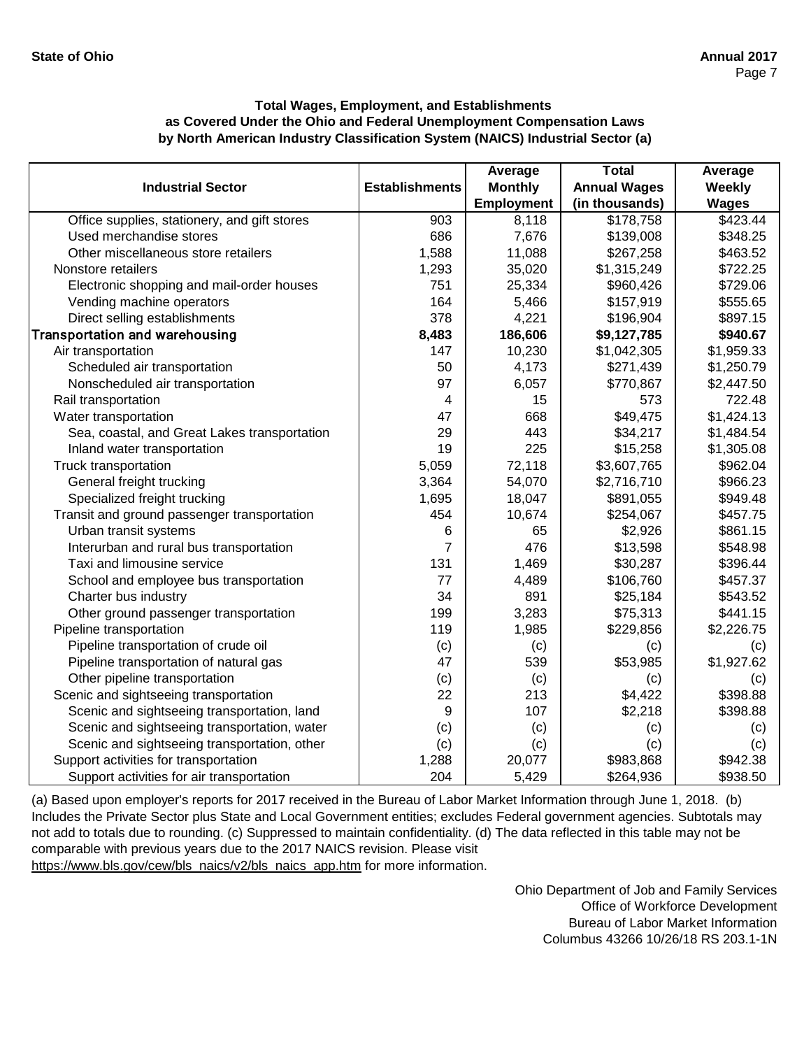**Total Wages, Employment, and Establishments as Covered Under the Ohio and Federal Unemployment Compensation Laws by North American Industry Classification System (NAICS) Industrial Sector (a)**

| Industrial Sector | Establishments | Average Monthly Employment | Total Annual Wages (in thousands) | Average Weekly Wages |
|---|---|---|---|---|
| Office supplies, stationery, and gift stores | 903 | 8,118 | $178,758 | $423.44 |
| Used merchandise stores | 686 | 7,676 | $139,008 | $348.25 |
| Other miscellaneous store retailers | 1,588 | 11,088 | $267,258 | $463.52 |
| Nonstore retailers | 1,293 | 35,020 | $1,315,249 | $722.25 |
| Electronic shopping and mail-order houses | 751 | 25,334 | $960,426 | $729.06 |
| Vending machine operators | 164 | 5,466 | $157,919 | $555.65 |
| Direct selling establishments | 378 | 4,221 | $196,904 | $897.15 |
| **Transportation and warehousing** | **8,483** | **186,606** | **$9,127,785** | **$940.67** |
| Air transportation | 147 | 10,230 | $1,042,305 | $1,959.33 |
| Scheduled air transportation | 50 | 4,173 | $271,439 | $1,250.79 |
| Nonscheduled air transportation | 97 | 6,057 | $770,867 | $2,447.50 |
| Rail transportation | 4 | 15 | 573 | 722.48 |
| Water transportation | 47 | 668 | $49,475 | $1,424.13 |
| Sea, coastal, and Great Lakes transportation | 29 | 443 | $34,217 | $1,484.54 |
| Inland water transportation | 19 | 225 | $15,258 | $1,305.08 |
| Truck transportation | 5,059 | 72,118 | $3,607,765 | $962.04 |
| General freight trucking | 3,364 | 54,070 | $2,716,710 | $966.23 |
| Specialized freight trucking | 1,695 | 18,047 | $891,055 | $949.48 |
| Transit and ground passenger transportation | 454 | 10,674 | $254,067 | $457.75 |
| Urban transit systems | 6 | 65 | $2,926 | $861.15 |
| Interurban and rural bus transportation | 7 | 476 | $13,598 | $548.98 |
| Taxi and limousine service | 131 | 1,469 | $30,287 | $396.44 |
| School and employee bus transportation | 77 | 4,489 | $106,760 | $457.37 |
| Charter bus industry | 34 | 891 | $25,184 | $543.52 |
| Other ground passenger transportation | 199 | 3,283 | $75,313 | $441.15 |
| Pipeline transportation | 119 | 1,985 | $229,856 | $2,226.75 |
| Pipeline transportation of crude oil | (c) | (c) | (c) | (c) |
| Pipeline transportation of natural gas | 47 | 539 | $53,985 | $1,927.62 |
| Other pipeline transportation | (c) | (c) | (c) | (c) |
| Scenic and sightseeing transportation | 22 | 213 | $4,422 | $398.88 |
| Scenic and sightseeing transportation, land | 9 | 107 | $2,218 | $398.88 |
| Scenic and sightseeing transportation, water | (c) | (c) | (c) | (c) |
| Scenic and sightseeing transportation, other | (c) | (c) | (c) | (c) |
| Support activities for transportation | 1,288 | 20,077 | $983,868 | $942.38 |
| Support activities for air transportation | 204 | 5,429 | $264,936 | $938.50 |

(a) Based upon employer's reports for 2017 received in the Bureau of Labor Market Information through June 1, 2018. (b) Includes the Private Sector plus State and Local Government entities; excludes Federal government agencies. Subtotals may not add to totals due to rounding. (c) Suppressed to maintain confidentiality. (d) The data reflected in this table may not be comparable with previous years due to the 2017 NAICS revision. Please visit https://www.bls.gov/cew/bls_naics/v2/bls_naics_app.htm for more information.

Ohio Department of Job and Family Services
Office of Workforce Development
Bureau of Labor Market Information
Columbus 43266 10/26/18 RS 203.1-1N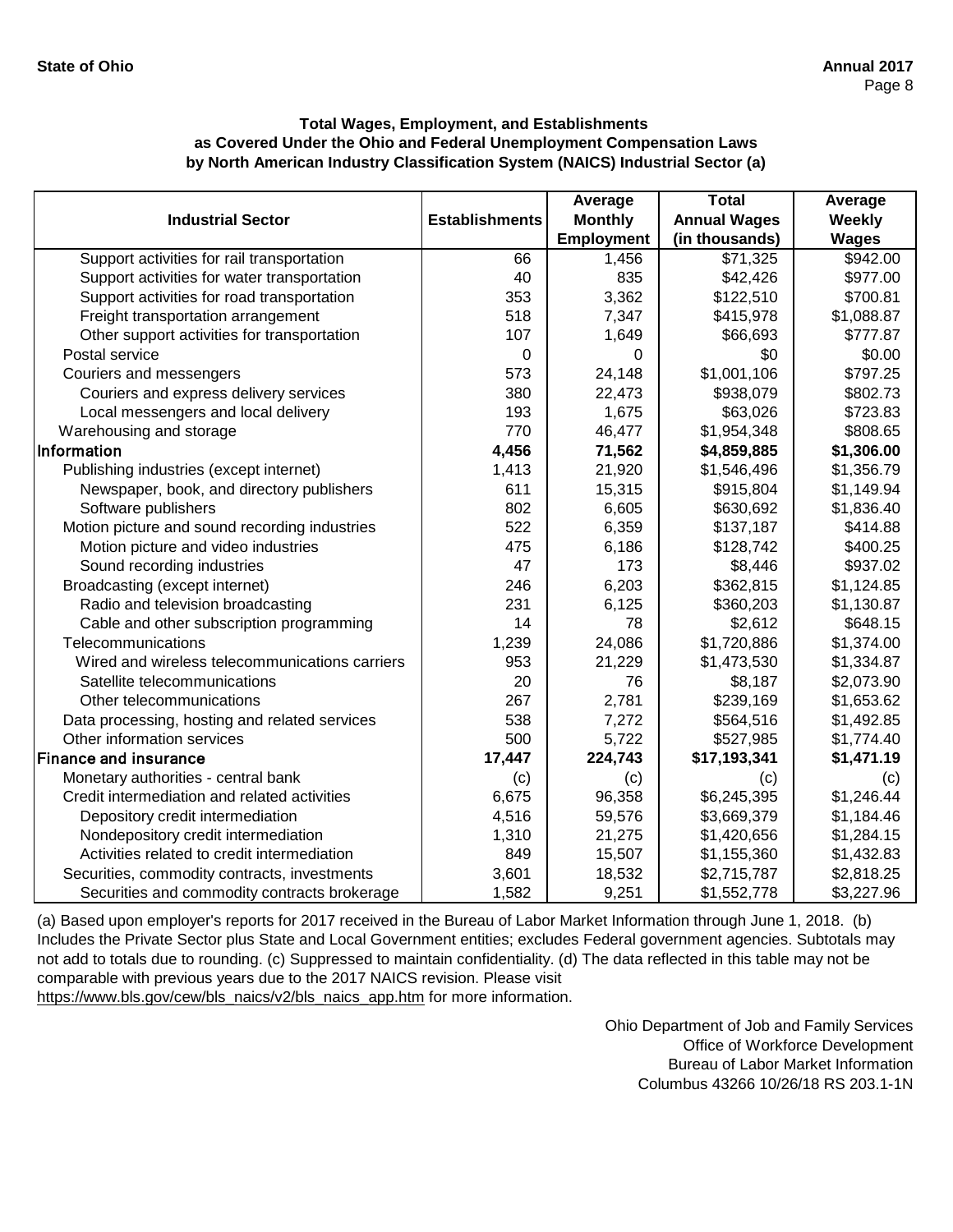**Total Wages, Employment, and Establishments as Covered Under the Ohio and Federal Unemployment Compensation Laws by North American Industry Classification System (NAICS) Industrial Sector (a)**

| Industrial Sector | Establishments | Average Monthly Employment | Total Annual Wages (in thousands) | Average Weekly Wages |
|---|---|---|---|---|
| Support activities for rail transportation | 66 | 1,456 | $71,325 | $942.00 |
| Support activities for water transportation | 40 | 835 | $42,426 | $977.00 |
| Support activities for road transportation | 353 | 3,362 | $122,510 | $700.81 |
| Freight transportation arrangement | 518 | 7,347 | $415,978 | $1,088.87 |
| Other support activities for transportation | 107 | 1,649 | $66,693 | $777.87 |
| Postal service | 0 | 0 | $0 | $0.00 |
| Couriers and messengers | 573 | 24,148 | $1,001,106 | $797.25 |
| Couriers and express delivery services | 380 | 22,473 | $938,079 | $802.73 |
| Local messengers and local delivery | 193 | 1,675 | $63,026 | $723.83 |
| Warehousing and storage | 770 | 46,477 | $1,954,348 | $808.65 |
| **Information** | **4,456** | **71,562** | **$4,859,885** | **$1,306.00** |
| Publishing industries (except internet) | 1,413 | 21,920 | $1,546,496 | $1,356.79 |
| Newspaper, book, and directory publishers | 611 | 15,315 | $915,804 | $1,149.94 |
| Software publishers | 802 | 6,605 | $630,692 | $1,836.40 |
| Motion picture and sound recording industries | 522 | 6,359 | $137,187 | $414.88 |
| Motion picture and video industries | 475 | 6,186 | $128,742 | $400.25 |
| Sound recording industries | 47 | 173 | $8,446 | $937.02 |
| Broadcasting (except internet) | 246 | 6,203 | $362,815 | $1,124.85 |
| Radio and television broadcasting | 231 | 6,125 | $360,203 | $1,130.87 |
| Cable and other subscription programming | 14 | 78 | $2,612 | $648.15 |
| Telecommunications | 1,239 | 24,086 | $1,720,886 | $1,374.00 |
| Wired and wireless telecommunications carriers | 953 | 21,229 | $1,473,530 | $1,334.87 |
| Satellite telecommunications | 20 | 76 | $8,187 | $2,073.90 |
| Other telecommunications | 267 | 2,781 | $239,169 | $1,653.62 |
| Data processing, hosting and related services | 538 | 7,272 | $564,516 | $1,492.85 |
| Other information services | 500 | 5,722 | $527,985 | $1,774.40 |
| **Finance and insurance** | **17,447** | **224,743** | **$17,193,341** | **$1,471.19** |
| Monetary authorities - central bank | (c) | (c) | (c) | (c) |
| Credit intermediation and related activities | 6,675 | 96,358 | $6,245,395 | $1,246.44 |
| Depository credit intermediation | 4,516 | 59,576 | $3,669,379 | $1,184.46 |
| Nondepository credit intermediation | 1,310 | 21,275 | $1,420,656 | $1,284.15 |
| Activities related to credit intermediation | 849 | 15,507 | $1,155,360 | $1,432.83 |
| Securities, commodity contracts, investments | 3,601 | 18,532 | $2,715,787 | $2,818.25 |
| Securities and commodity contracts brokerage | 1,582 | 9,251 | $1,552,778 | $3,227.96 |

(a) Based upon employer's reports for 2017 received in the Bureau of Labor Market Information through June 1, 2018. (b) Includes the Private Sector plus State and Local Government entities; excludes Federal government agencies. Subtotals may not add to totals due to rounding. (c) Suppressed to maintain confidentiality. (d) The data reflected in this table may not be comparable with previous years due to the 2017 NAICS revision. Please visit https://www.bls.gov/cew/bls_naics/v2/bls_naics_app.htm for more information.

Ohio Department of Job and Family Services
Office of Workforce Development
Bureau of Labor Market Information
Columbus 43266 10/26/18 RS 203.1-1N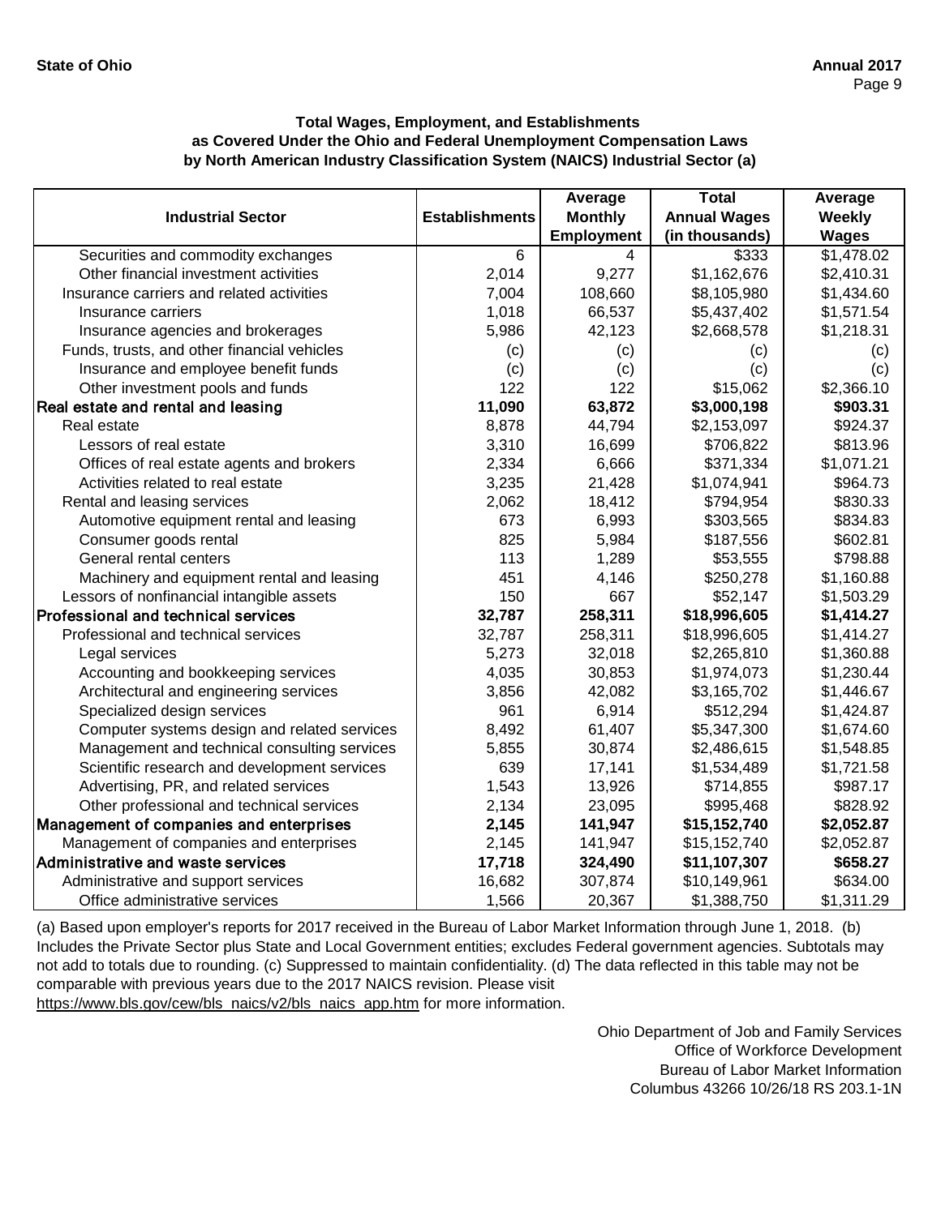**Total Wages, Employment, and Establishments as Covered Under the Ohio and Federal Unemployment Compensation Laws by North American Industry Classification System (NAICS) Industrial Sector (a)**

| Industrial Sector | Establishments | Average Monthly Employment | Total Annual Wages (in thousands) | Average Weekly Wages |
|---|---|---|---|---|
| Securities and commodity exchanges | 6 | 4 | $333 | $1,478.02 |
| Other financial investment activities | 2,014 | 9,277 | $1,162,676 | $2,410.31 |
| Insurance carriers and related activities | 7,004 | 108,660 | $8,105,980 | $1,434.60 |
| Insurance carriers | 1,018 | 66,537 | $5,437,402 | $1,571.54 |
| Insurance agencies and brokerages | 5,986 | 42,123 | $2,668,578 | $1,218.31 |
| Funds, trusts, and other financial vehicles | (c) | (c) | (c) | (c) |
| Insurance and employee benefit funds | (c) | (c) | (c) | (c) |
| Other investment pools and funds | 122 | 122 | $15,062 | $2,366.10 |
| **Real estate and rental and leasing** | **11,090** | **63,872** | **$3,000,198** | **$903.31** |
| Real estate | 8,878 | 44,794 | $2,153,097 | $924.37 |
| Lessors of real estate | 3,310 | 16,699 | $706,822 | $813.96 |
| Offices of real estate agents and brokers | 2,334 | 6,666 | $371,334 | $1,071.21 |
| Activities related to real estate | 3,235 | 21,428 | $1,074,941 | $964.73 |
| Rental and leasing services | 2,062 | 18,412 | $794,954 | $830.33 |
| Automotive equipment rental and leasing | 673 | 6,993 | $303,565 | $834.83 |
| Consumer goods rental | 825 | 5,984 | $187,556 | $602.81 |
| General rental centers | 113 | 1,289 | $53,555 | $798.88 |
| Machinery and equipment rental and leasing | 451 | 4,146 | $250,278 | $1,160.88 |
| Lessors of nonfinancial intangible assets | 150 | 667 | $52,147 | $1,503.29 |
| **Professional and technical services** | **32,787** | **258,311** | **$18,996,605** | **$1,414.27** |
| Professional and technical services | 32,787 | 258,311 | $18,996,605 | $1,414.27 |
| Legal services | 5,273 | 32,018 | $2,265,810 | $1,360.88 |
| Accounting and bookkeeping services | 4,035 | 30,853 | $1,974,073 | $1,230.44 |
| Architectural and engineering services | 3,856 | 42,082 | $3,165,702 | $1,446.67 |
| Specialized design services | 961 | 6,914 | $512,294 | $1,424.87 |
| Computer systems design and related services | 8,492 | 61,407 | $5,347,300 | $1,674.60 |
| Management and technical consulting services | 5,855 | 30,874 | $2,486,615 | $1,548.85 |
| Scientific research and development services | 639 | 17,141 | $1,534,489 | $1,721.58 |
| Advertising, PR, and related services | 1,543 | 13,926 | $714,855 | $987.17 |
| Other professional and technical services | 2,134 | 23,095 | $995,468 | $828.92 |
| **Management of companies and enterprises** | **2,145** | **141,947** | **$15,152,740** | **$2,052.87** |
| Management of companies and enterprises | 2,145 | 141,947 | $15,152,740 | $2,052.87 |
| **Administrative and waste services** | **17,718** | **324,490** | **$11,107,307** | **$658.27** |
| Administrative and support services | 16,682 | 307,874 | $10,149,961 | $634.00 |
| Office administrative services | 1,566 | 20,367 | $1,388,750 | $1,311.29 |

(a) Based upon employer's reports for 2017 received in the Bureau of Labor Market Information through June 1, 2018. (b) Includes the Private Sector plus State and Local Government entities; excludes Federal government agencies. Subtotals may not add to totals due to rounding. (c) Suppressed to maintain confidentiality. (d) The data reflected in this table may not be comparable with previous years due to the 2017 NAICS revision. Please visit https://www.bls.gov/cew/bls_naics/v2/bls_naics_app.htm for more information.

Ohio Department of Job and Family Services
Office of Workforce Development
Bureau of Labor Market Information
Columbus 43266 10/26/18 RS 203.1-1N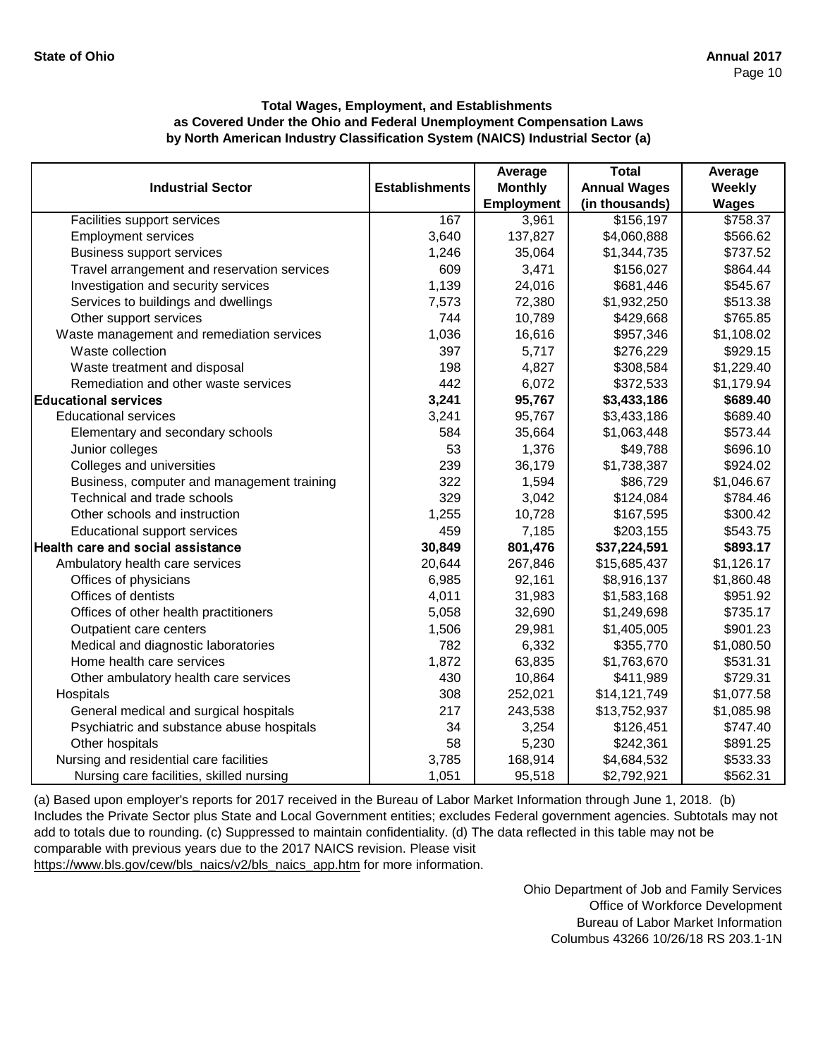**Total Wages, Employment, and Establishments as Covered Under the Ohio and Federal Unemployment Compensation Laws by North American Industry Classification System (NAICS) Industrial Sector (a)**

| Industrial Sector | Establishments | Average Monthly Employment | Total Annual Wages (in thousands) | Average Weekly Wages |
|---|---|---|---|---|
| Facilities support services | 167 | 3,961 | $156,197 | $758.37 |
| Employment services | 3,640 | 137,827 | $4,060,888 | $566.62 |
| Business support services | 1,246 | 35,064 | $1,344,735 | $737.52 |
| Travel arrangement and reservation services | 609 | 3,471 | $156,027 | $864.44 |
| Investigation and security services | 1,139 | 24,016 | $681,446 | $545.67 |
| Services to buildings and dwellings | 7,573 | 72,380 | $1,932,250 | $513.38 |
| Other support services | 744 | 10,789 | $429,668 | $765.85 |
| Waste management and remediation services | 1,036 | 16,616 | $957,346 | $1,108.02 |
| Waste collection | 397 | 5,717 | $276,229 | $929.15 |
| Waste treatment and disposal | 198 | 4,827 | $308,584 | $1,229.40 |
| Remediation and other waste services | 442 | 6,072 | $372,533 | $1,179.94 |
| **Educational services** | **3,241** | **95,767** | **$3,433,186** | **$689.40** |
| Educational services | 3,241 | 95,767 | $3,433,186 | $689.40 |
| Elementary and secondary schools | 584 | 35,664 | $1,063,448 | $573.44 |
| Junior colleges | 53 | 1,376 | $49,788 | $696.10 |
| Colleges and universities | 239 | 36,179 | $1,738,387 | $924.02 |
| Business, computer and management training | 322 | 1,594 | $86,729 | $1,046.67 |
| Technical and trade schools | 329 | 3,042 | $124,084 | $784.46 |
| Other schools and instruction | 1,255 | 10,728 | $167,595 | $300.42 |
| Educational support services | 459 | 7,185 | $203,155 | $543.75 |
| **Health care and social assistance** | **30,849** | **801,476** | **$37,224,591** | **$893.17** |
| Ambulatory health care services | 20,644 | 267,846 | $15,685,437 | $1,126.17 |
| Offices of physicians | 6,985 | 92,161 | $8,916,137 | $1,860.48 |
| Offices of dentists | 4,011 | 31,983 | $1,583,168 | $951.92 |
| Offices of other health practitioners | 5,058 | 32,690 | $1,249,698 | $735.17 |
| Outpatient care centers | 1,506 | 29,981 | $1,405,005 | $901.23 |
| Medical and diagnostic laboratories | 782 | 6,332 | $355,770 | $1,080.50 |
| Home health care services | 1,872 | 63,835 | $1,763,670 | $531.31 |
| Other ambulatory health care services | 430 | 10,864 | $411,989 | $729.31 |
| Hospitals | 308 | 252,021 | $14,121,749 | $1,077.58 |
| General medical and surgical hospitals | 217 | 243,538 | $13,752,937 | $1,085.98 |
| Psychiatric and substance abuse hospitals | 34 | 3,254 | $126,451 | $747.40 |
| Other hospitals | 58 | 5,230 | $242,361 | $891.25 |
| Nursing and residential care facilities | 3,785 | 168,914 | $4,684,532 | $533.33 |
| Nursing care facilities, skilled nursing | 1,051 | 95,518 | $2,792,921 | $562.31 |

(a) Based upon employer's reports for 2017 received in the Bureau of Labor Market Information through June 1, 2018. (b) Includes the Private Sector plus State and Local Government entities; excludes Federal government agencies. Subtotals may not add to totals due to rounding. (c) Suppressed to maintain confidentiality. (d) The data reflected in this table may not be comparable with previous years due to the 2017 NAICS revision. Please visit https://www.bls.gov/cew/bls_naics/v2/bls_naics_app.htm for more information.

Ohio Department of Job and Family Services
Office of Workforce Development
Bureau of Labor Market Information
Columbus 43266 10/26/18 RS 203.1-1N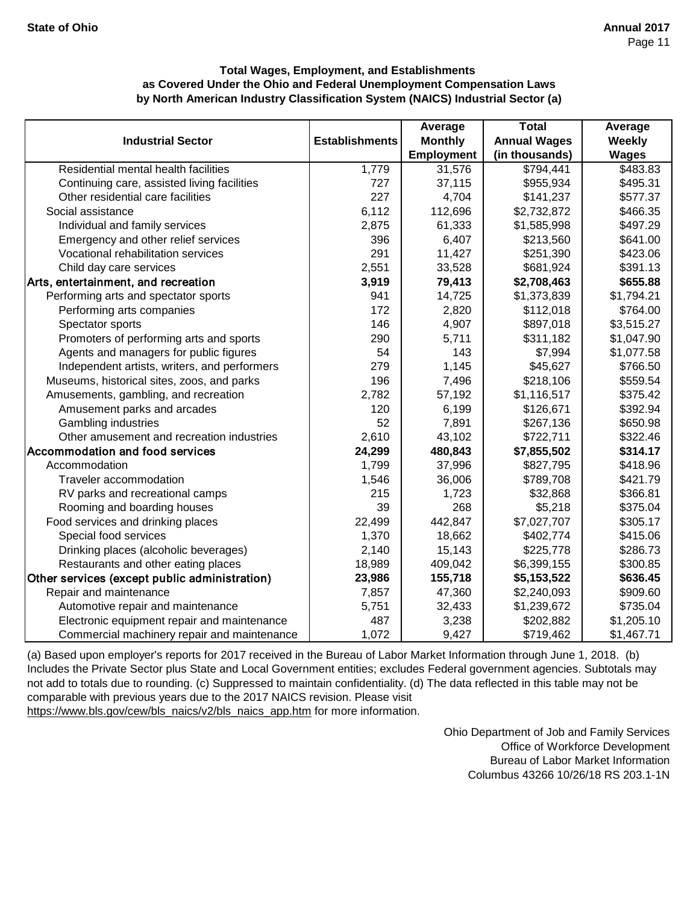**Total Wages, Employment, and Establishments as Covered Under the Ohio and Federal Unemployment Compensation Laws by North American Industry Classification System (NAICS) Industrial Sector (a)**

| Industrial Sector | Establishments | Average Monthly Employment | Total Annual Wages (in thousands) | Average Weekly Wages |
|---|---|---|---|---|
| Residential mental health facilities | 1,779 | 31,576 | $794,441 | $483.83 |
| Continuing care, assisted living facilities | 727 | 37,115 | $955,934 | $495.31 |
| Other residential care facilities | 227 | 4,704 | $141,237 | $577.37 |
| Social assistance | 6,112 | 112,696 | $2,732,872 | $466.35 |
| Individual and family services | 2,875 | 61,333 | $1,585,998 | $497.29 |
| Emergency and other relief services | 396 | 6,407 | $213,560 | $641.00 |
| Vocational rehabilitation services | 291 | 11,427 | $251,390 | $423.06 |
| Child day care services | 2,551 | 33,528 | $681,924 | $391.13 |
| **Arts, entertainment, and recreation** | **3,919** | **79,413** | **$2,708,463** | **$655.88** |
| Performing arts and spectator sports | 941 | 14,725 | $1,373,839 | $1,794.21 |
| Performing arts companies | 172 | 2,820 | $112,018 | $764.00 |
| Spectator sports | 146 | 4,907 | $897,018 | $3,515.27 |
| Promoters of performing arts and sports | 290 | 5,711 | $311,182 | $1,047.90 |
| Agents and managers for public figures | 54 | 143 | $7,994 | $1,077.58 |
| Independent artists, writers, and performers | 279 | 1,145 | $45,627 | $766.50 |
| Museums, historical sites, zoos, and parks | 196 | 7,496 | $218,106 | $559.54 |
| Amusements, gambling, and recreation | 2,782 | 57,192 | $1,116,517 | $375.42 |
| Amusement parks and arcades | 120 | 6,199 | $126,671 | $392.94 |
| Gambling industries | 52 | 7,891 | $267,136 | $650.98 |
| Other amusement and recreation industries | 2,610 | 43,102 | $722,711 | $322.46 |
| **Accommodation and food services** | **24,299** | **480,843** | **$7,855,502** | **$314.17** |
| Accommodation | 1,799 | 37,996 | $827,795 | $418.96 |
| Traveler accommodation | 1,546 | 36,006 | $789,708 | $421.79 |
| RV parks and recreational camps | 215 | 1,723 | $32,868 | $366.81 |
| Rooming and boarding houses | 39 | 268 | $5,218 | $375.04 |
| Food services and drinking places | 22,499 | 442,847 | $7,027,707 | $305.17 |
| Special food services | 1,370 | 18,662 | $402,774 | $415.06 |
| Drinking places (alcoholic beverages) | 2,140 | 15,143 | $225,778 | $286.73 |
| Restaurants and other eating places | 18,989 | 409,042 | $6,399,155 | $300.85 |
| **Other services (except public administration)** | **23,986** | **155,718** | **$5,153,522** | **$636.45** |
| Repair and maintenance | 7,857 | 47,360 | $2,240,093 | $909.60 |
| Automotive repair and maintenance | 5,751 | 32,433 | $1,239,672 | $735.04 |
| Electronic equipment repair and maintenance | 487 | 3,238 | $202,882 | $1,205.10 |
| Commercial machinery repair and maintenance | 1,072 | 9,427 | $719,462 | $1,467.71 |

(a) Based upon employer's reports for 2017 received in the Bureau of Labor Market Information through June 1, 2018. (b) Includes the Private Sector plus State and Local Government entities; excludes Federal government agencies. Subtotals may not add to totals due to rounding. (c) Suppressed to maintain confidentiality. (d) The data reflected in this table may not be comparable with previous years due to the 2017 NAICS revision. Please visit https://www.bls.gov/cew/bls_naics/v2/bls_naics_app.htm for more information.

Ohio Department of Job and Family Services
Office of Workforce Development
Bureau of Labor Market Information
Columbus 43266 10/26/18 RS 203.1-1N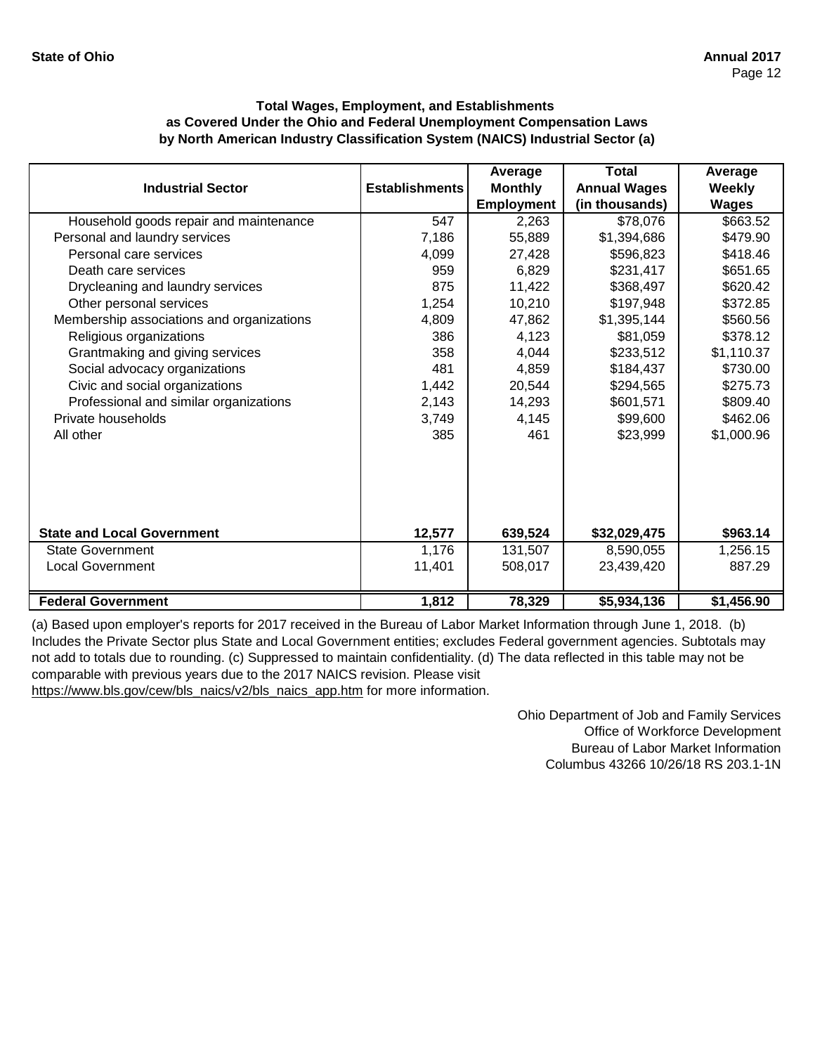**Total Wages, Employment, and Establishments as Covered Under the Ohio and Federal Unemployment Compensation Laws by North American Industry Classification System (NAICS) Industrial Sector (a)**

| Industrial Sector | Establishments | Average Monthly Employment | Total Annual Wages (in thousands) | Average Weekly Wages |
|---|---|---|---|---|
| Household goods repair and maintenance | 547 | 2,263 | $78,076 | $663.52 |
| Personal and laundry services | 7,186 | 55,889 | $1,394,686 | $479.90 |
| Personal care services | 4,099 | 27,428 | $596,823 | $418.46 |
| Death care services | 959 | 6,829 | $231,417 | $651.65 |
| Drycleaning and laundry services | 875 | 11,422 | $368,497 | $620.42 |
| Other personal services | 1,254 | 10,210 | $197,948 | $372.85 |
| Membership associations and organizations | 4,809 | 47,862 | $1,395,144 | $560.56 |
| Religious organizations | 386 | 4,123 | $81,059 | $378.12 |
| Grantmaking and giving services | 358 | 4,044 | $233,512 | $1,110.37 |
| Social advocacy organizations | 481 | 4,859 | $184,437 | $730.00 |
| Civic and social organizations | 1,442 | 20,544 | $294,565 | $275.73 |
| Professional and similar organizations | 2,143 | 14,293 | $601,571 | $809.40 |
| Private households | 3,749 | 4,145 | $99,600 | $462.06 |
| All other | 385 | 461 | $23,999 | $1,000.96 |
| **State and Local Government** | **12,577** | **639,524** | **$32,029,475** | **$963.14** |
| State Government | 1,176 | 131,507 | 8,590,055 | 1,256.15 |
| Local Government | 11,401 | 508,017 | 23,439,420 | 887.29 |
| **Federal Government** | **1,812** | **78,329** | **$5,934,136** | **$1,456.90** |

(a) Based upon employer's reports for 2017 received in the Bureau of Labor Market Information through June 1, 2018. (b) Includes the Private Sector plus State and Local Government entities; excludes Federal government agencies. Subtotals may not add to totals due to rounding. (c) Suppressed to maintain confidentiality. (d) The data reflected in this table may not be comparable with previous years due to the 2017 NAICS revision. Please visit https://www.bls.gov/cew/bls_naics/v2/bls_naics_app.htm for more information.

Ohio Department of Job and Family Services
Office of Workforce Development
Bureau of Labor Market Information
Columbus 43266 10/26/18 RS 203.1-1N